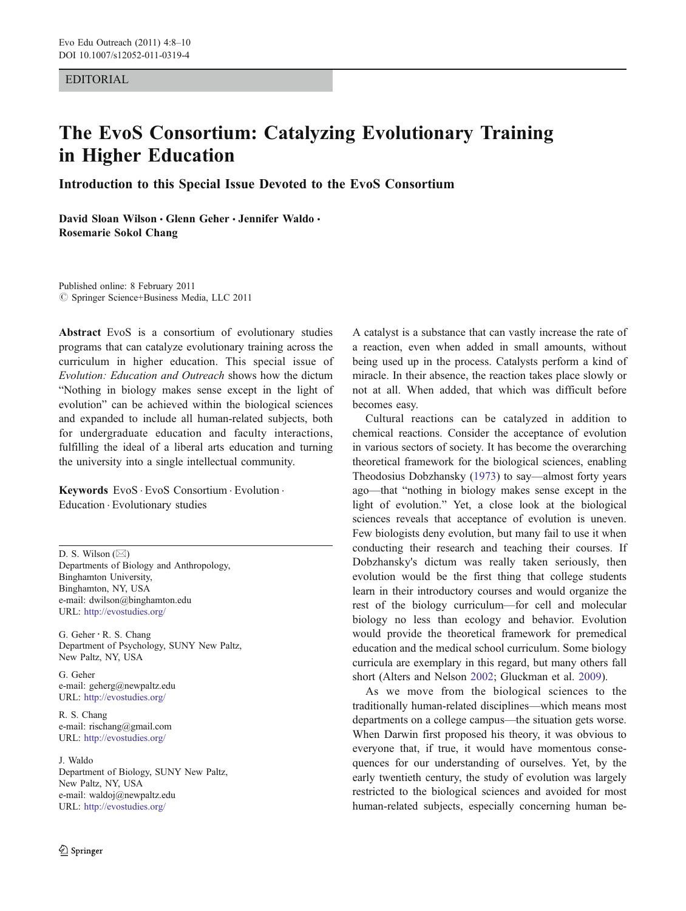EDITORIAL

# The EvoS Consortium: Catalyzing Evolutionary Training in Higher Education

## Introduction to this Special Issue Devoted to the EvoS Consortium

**David Sloan Wilson · Glenn Geher · Jennifer Waldo · Rosemarie Sokol Chang**

Published online: 8 February 2011
© Springer Science+Business Media, LLC 2011

**Abstract** EvoS is a consortium of evolutionary studies programs that can catalyze evolutionary training across the curriculum in higher education. This special issue of *Evolution: Education and Outreach* shows how the dictum "Nothing in biology makes sense except in the light of evolution" can be achieved within the biological sciences and expanded to include all human-related subjects, both for undergraduate education and faculty interactions, fulfilling the ideal of a liberal arts education and turning the university into a single intellectual community.

**Keywords** EvoS · EvoS Consortium · Evolution · Education · Evolutionary studies

D. S. Wilson (✉)
Departments of Biology and Anthropology, Binghamton University, Binghamton, NY, USA
e-mail: dwilson@binghamton.edu
URL: http://evostudies.org/

G. Geher · R. S. Chang
Department of Psychology, SUNY New Paltz, New Paltz, NY, USA

G. Geher
e-mail: geherg@newpaltz.edu
URL: http://evostudies.org/

R. S. Chang
e-mail: rischang@gmail.com
URL: http://evostudies.org/

J. Waldo
Department of Biology, SUNY New Paltz, New Paltz, NY, USA
e-mail: waldoj@newpaltz.edu
URL: http://evostudies.org/

A catalyst is a substance that can vastly increase the rate of a reaction, even when added in small amounts, without being used up in the process. Catalysts perform a kind of miracle. In their absence, the reaction takes place slowly or not at all. When added, that which was difficult before becomes easy.

Cultural reactions can be catalyzed in addition to chemical reactions. Consider the acceptance of evolution in various sectors of society. It has become the overarching theoretical framework for the biological sciences, enabling Theodosius Dobzhansky (1973) to say—almost forty years ago—that "nothing in biology makes sense except in the light of evolution." Yet, a close look at the biological sciences reveals that acceptance of evolution is uneven. Few biologists deny evolution, but many fail to use it when conducting their research and teaching their courses. If Dobzhansky's dictum was really taken seriously, then evolution would be the first thing that college students learn in their introductory courses and would organize the rest of the biology curriculum—for cell and molecular biology no less than ecology and behavior. Evolution would provide the theoretical framework for premedical education and the medical school curriculum. Some biology curricula are exemplary in this regard, but many others fall short (Alters and Nelson 2002; Gluckman et al. 2009).

As we move from the biological sciences to the traditionally human-related disciplines—which means most departments on a college campus—the situation gets worse. When Darwin first proposed his theory, it was obvious to everyone that, if true, it would have momentous consequences for our understanding of ourselves. Yet, by the early twentieth century, the study of evolution was largely restricted to the biological sciences and avoided for most human-related subjects, especially concerning human be-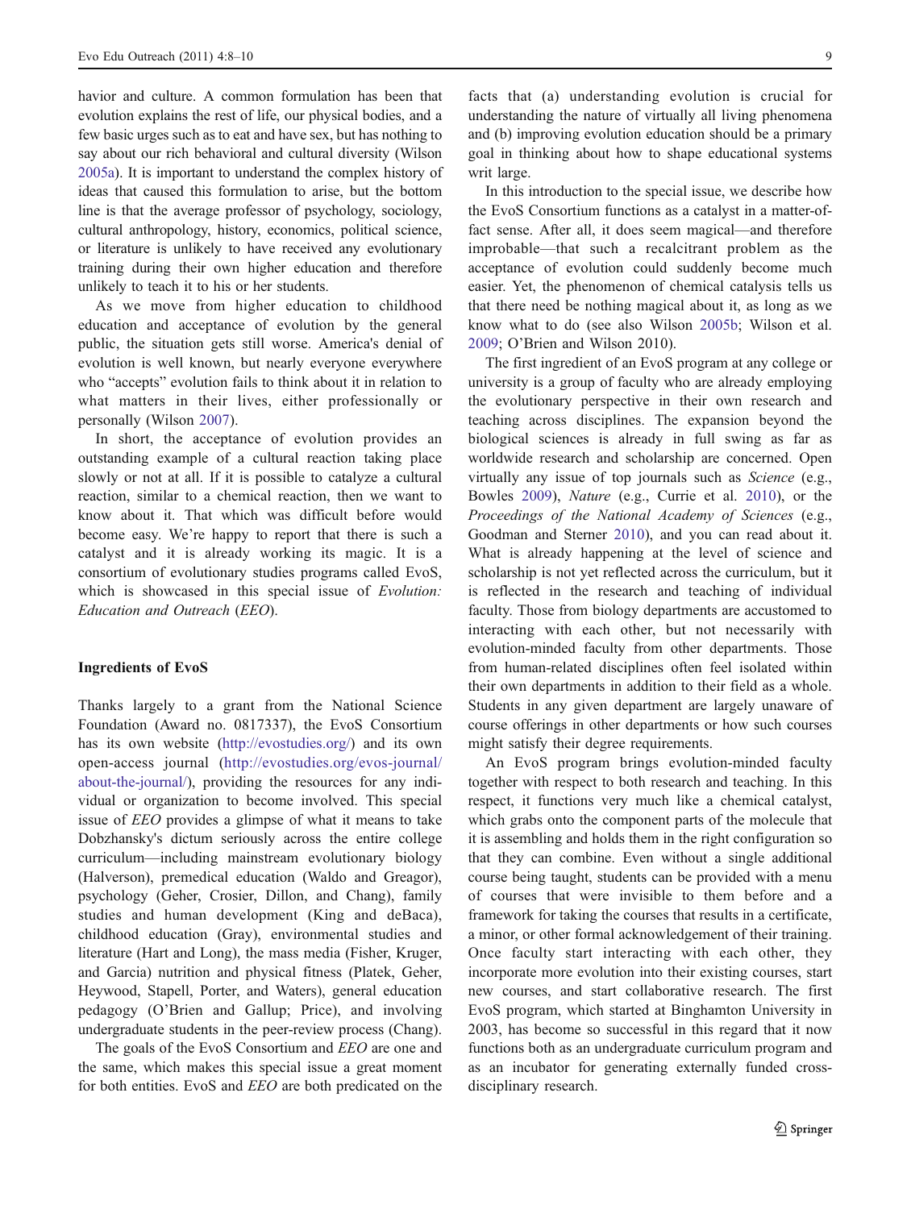havior and culture. A common formulation has been that evolution explains the rest of life, our physical bodies, and a few basic urges such as to eat and have sex, but has nothing to say about our rich behavioral and cultural diversity (Wilson 2005a). It is important to understand the complex history of ideas that caused this formulation to arise, but the bottom line is that the average professor of psychology, sociology, cultural anthropology, history, economics, political science, or literature is unlikely to have received any evolutionary training during their own higher education and therefore unlikely to teach it to his or her students.

As we move from higher education to childhood education and acceptance of evolution by the general public, the situation gets still worse. America's denial of evolution is well known, but nearly everyone everywhere who "accepts" evolution fails to think about it in relation to what matters in their lives, either professionally or personally (Wilson 2007).

In short, the acceptance of evolution provides an outstanding example of a cultural reaction taking place slowly or not at all. If it is possible to catalyze a cultural reaction, similar to a chemical reaction, then we want to know about it. That which was difficult before would become easy. We're happy to report that there is such a catalyst and it is already working its magic. It is a consortium of evolutionary studies programs called EvoS, which is showcased in this special issue of *Evolution: Education and Outreach* (*EEO*).

## Ingredients of EvoS

Thanks largely to a grant from the National Science Foundation (Award no. 0817337), the EvoS Consortium has its own website (http://evostudies.org/) and its own open-access journal (http://evostudies.org/evos-journal/about-the-journal/), providing the resources for any individual or organization to become involved. This special issue of *EEO* provides a glimpse of what it means to take Dobzhansky's dictum seriously across the entire college curriculum—including mainstream evolutionary biology (Halverson), premedical education (Waldo and Greagor), psychology (Geher, Crosier, Dillon, and Chang), family studies and human development (King and deBaca), childhood education (Gray), environmental studies and literature (Hart and Long), the mass media (Fisher, Kruger, and Garcia) nutrition and physical fitness (Platek, Geher, Heywood, Stapell, Porter, and Waters), general education pedagogy (O'Brien and Gallup; Price), and involving undergraduate students in the peer-review process (Chang).

The goals of the EvoS Consortium and *EEO* are one and the same, which makes this special issue a great moment for both entities. EvoS and *EEO* are both predicated on the facts that (a) understanding evolution is crucial for understanding the nature of virtually all living phenomena and (b) improving evolution education should be a primary goal in thinking about how to shape educational systems writ large.

In this introduction to the special issue, we describe how the EvoS Consortium functions as a catalyst in a matter-of-fact sense. After all, it does seem magical—and therefore improbable—that such a recalcitrant problem as the acceptance of evolution could suddenly become much easier. Yet, the phenomenon of chemical catalysis tells us that there need be nothing magical about it, as long as we know what to do (see also Wilson 2005b; Wilson et al. 2009; O'Brien and Wilson 2010).

The first ingredient of an EvoS program at any college or university is a group of faculty who are already employing the evolutionary perspective in their own research and teaching across disciplines. The expansion beyond the biological sciences is already in full swing as far as worldwide research and scholarship are concerned. Open virtually any issue of top journals such as *Science* (e.g., Bowles 2009), *Nature* (e.g., Currie et al. 2010), or the *Proceedings of the National Academy of Sciences* (e.g., Goodman and Sterner 2010), and you can read about it. What is already happening at the level of science and scholarship is not yet reflected across the curriculum, but it is reflected in the research and teaching of individual faculty. Those from biology departments are accustomed to interacting with each other, but not necessarily with evolution-minded faculty from other departments. Those from human-related disciplines often feel isolated within their own departments in addition to their field as a whole. Students in any given department are largely unaware of course offerings in other departments or how such courses might satisfy their degree requirements.

An EvoS program brings evolution-minded faculty together with respect to both research and teaching. In this respect, it functions very much like a chemical catalyst, which grabs onto the component parts of the molecule that it is assembling and holds them in the right configuration so that they can combine. Even without a single additional course being taught, students can be provided with a menu of courses that were invisible to them before and a framework for taking the courses that results in a certificate, a minor, or other formal acknowledgement of their training. Once faculty start interacting with each other, they incorporate more evolution into their existing courses, start new courses, and start collaborative research. The first EvoS program, which started at Binghamton University in 2003, has become so successful in this regard that it now functions both as an undergraduate curriculum program and as an incubator for generating externally funded cross-disciplinary research.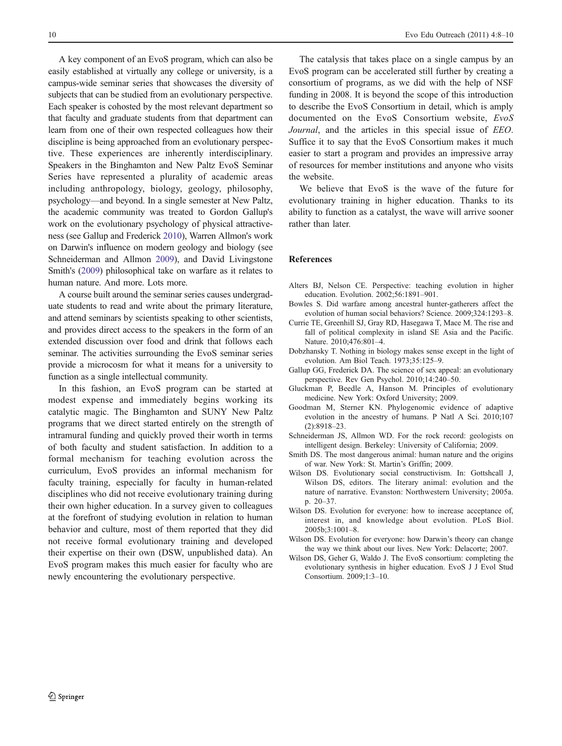A key component of an EvoS program, which can also be easily established at virtually any college or university, is a campus-wide seminar series that showcases the diversity of subjects that can be studied from an evolutionary perspective. Each speaker is cohosted by the most relevant department so that faculty and graduate students from that department can learn from one of their own respected colleagues how their discipline is being approached from an evolutionary perspective. These experiences are inherently interdisciplinary. Speakers in the Binghamton and New Paltz EvoS Seminar Series have represented a plurality of academic areas including anthropology, biology, geology, philosophy, psychology—and beyond. In a single semester at New Paltz, the academic community was treated to Gordon Gallup's work on the evolutionary psychology of physical attractiveness (see Gallup and Frederick 2010), Warren Allmon's work on Darwin's influence on modern geology and biology (see Schneiderman and Allmon 2009), and David Livingstone Smith's (2009) philosophical take on warfare as it relates to human nature. And more. Lots more.

A course built around the seminar series causes undergraduate students to read and write about the primary literature, and attend seminars by scientists speaking to other scientists, and provides direct access to the speakers in the form of an extended discussion over food and drink that follows each seminar. The activities surrounding the EvoS seminar series provide a microcosm for what it means for a university to function as a single intellectual community.

In this fashion, an EvoS program can be started at modest expense and immediately begins working its catalytic magic. The Binghamton and SUNY New Paltz programs that we direct started entirely on the strength of intramural funding and quickly proved their worth in terms of both faculty and student satisfaction. In addition to a formal mechanism for teaching evolution across the curriculum, EvoS provides an informal mechanism for faculty training, especially for faculty in human-related disciplines who did not receive evolutionary training during their own higher education. In a survey given to colleagues at the forefront of studying evolution in relation to human behavior and culture, most of them reported that they did not receive formal evolutionary training and developed their expertise on their own (DSW, unpublished data). An EvoS program makes this much easier for faculty who are newly encountering the evolutionary perspective.

The catalysis that takes place on a single campus by an EvoS program can be accelerated still further by creating a consortium of programs, as we did with the help of NSF funding in 2008. It is beyond the scope of this introduction to describe the EvoS Consortium in detail, which is amply documented on the EvoS Consortium website, *EvoS Journal*, and the articles in this special issue of *EEO*. Suffice it to say that the EvoS Consortium makes it much easier to start a program and provides an impressive array of resources for member institutions and anyone who visits the website.

We believe that EvoS is the wave of the future for evolutionary training in higher education. Thanks to its ability to function as a catalyst, the wave will arrive sooner rather than later.

## References

Alters BJ, Nelson CE. Perspective: teaching evolution in higher education. Evolution. 2002;56:1891–901.

Bowles S. Did warfare among ancestral hunter-gatherers affect the evolution of human social behaviors? Science. 2009;324:1293–8.

Currie TE, Greenhill SJ, Gray RD, Hasegawa T, Mace M. The rise and fall of political complexity in island SE Asia and the Pacific. Nature. 2010;476:801–4.

Dobzhansky T. Nothing in biology makes sense except in the light of evolution. Am Biol Teach. 1973;35:125–9.

Gallup GG, Frederick DA. The science of sex appeal: an evolutionary perspective. Rev Gen Psychol. 2010;14:240–50.

Gluckman P, Beedle A, Hanson M. Principles of evolutionary medicine. New York: Oxford University; 2009.

Goodman M, Sterner KN. Phylogenomic evidence of adaptive evolution in the ancestry of humans. P Natl A Sci. 2010;107 (2):8918–23.

Schneiderman JS, Allmon WD. For the rock record: geologists on intelligent design. Berkeley: University of California; 2009.

Smith DS. The most dangerous animal: human nature and the origins of war. New York: St. Martin's Griffin; 2009.

Wilson DS. Evolutionary social constructivism. In: Gottshcall J, Wilson DS, editors. The literary animal: evolution and the nature of narrative. Evanston: Northwestern University; 2005a. p. 20–37.

Wilson DS. Evolution for everyone: how to increase acceptance of, interest in, and knowledge about evolution. PLoS Biol. 2005b;3:1001–8.

Wilson DS. Evolution for everyone: how Darwin's theory can change the way we think about our lives. New York: Delacorte; 2007.

Wilson DS, Geher G, Waldo J. The EvoS consortium: completing the evolutionary synthesis in higher education. EvoS J J Evol Stud Consortium. 2009;1:3–10.